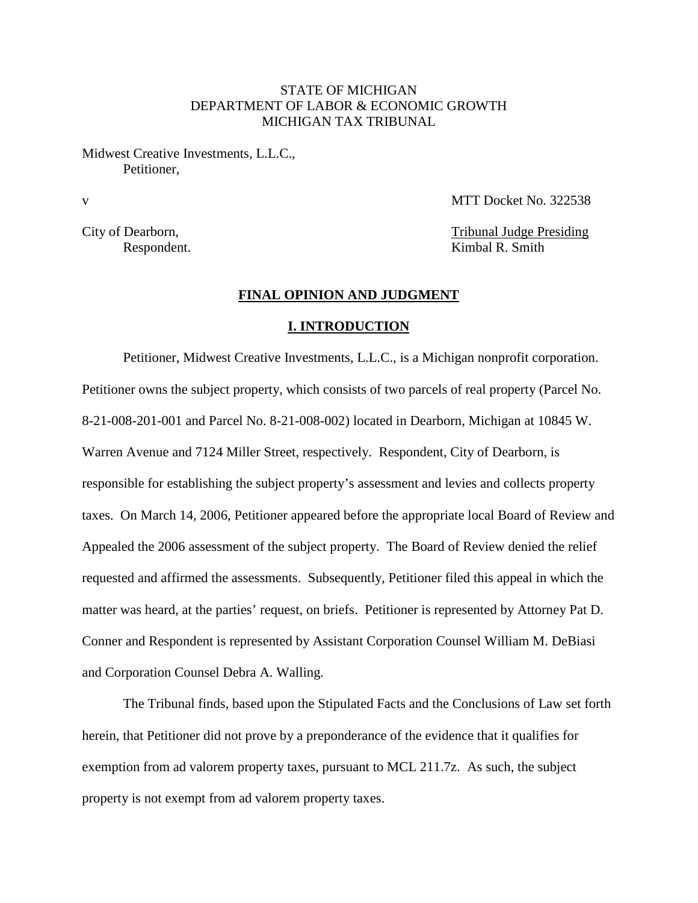STATE OF MICHIGAN
DEPARTMENT OF LABOR & ECONOMIC GROWTH
MICHIGAN TAX TRIBUNAL

Midwest Creative Investments, L.L.C.,
Petitioner,

v MTT Docket No. 322538

City of Dearborn,
Respondent.

Tribunal Judge Presiding
Kimbal R. Smith

## FINAL OPINION AND JUDGMENT

## I. INTRODUCTION

Petitioner, Midwest Creative Investments, L.L.C., is a Michigan nonprofit corporation. Petitioner owns the subject property, which consists of two parcels of real property (Parcel No. 8-21-008-201-001 and Parcel No. 8-21-008-002) located in Dearborn, Michigan at 10845 W. Warren Avenue and 7124 Miller Street, respectively. Respondent, City of Dearborn, is responsible for establishing the subject property's assessment and levies and collects property taxes. On March 14, 2006, Petitioner appeared before the appropriate local Board of Review and Appealed the 2006 assessment of the subject property. The Board of Review denied the relief requested and affirmed the assessments. Subsequently, Petitioner filed this appeal in which the matter was heard, at the parties' request, on briefs. Petitioner is represented by Attorney Pat D. Conner and Respondent is represented by Assistant Corporation Counsel William M. DeBiasi and Corporation Counsel Debra A. Walling.

The Tribunal finds, based upon the Stipulated Facts and the Conclusions of Law set forth herein, that Petitioner did not prove by a preponderance of the evidence that it qualifies for exemption from ad valorem property taxes, pursuant to MCL 211.7z. As such, the subject property is not exempt from ad valorem property taxes.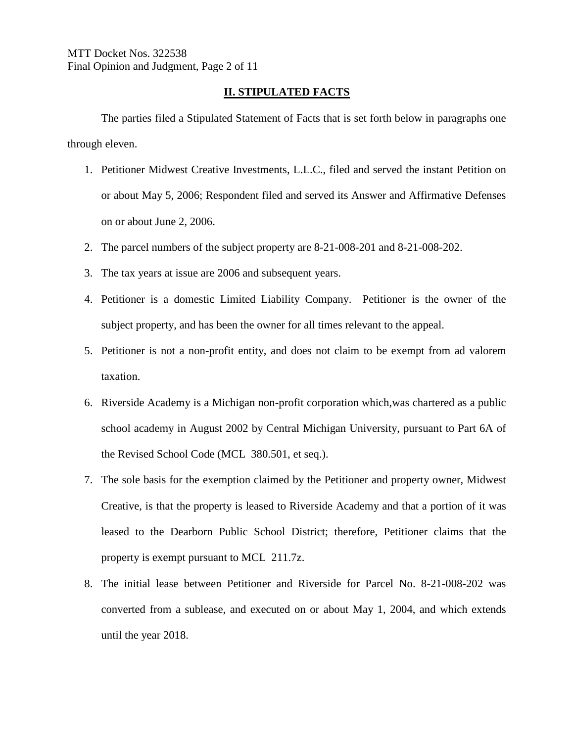## II. STIPULATED FACTS

The parties filed a Stipulated Statement of Facts that is set forth below in paragraphs one through eleven.

1. Petitioner Midwest Creative Investments, L.L.C., filed and served the instant Petition on or about May 5, 2006; Respondent filed and served its Answer and Affirmative Defenses on or about June 2, 2006.
2. The parcel numbers of the subject property are 8-21-008-201 and 8-21-008-202.
3. The tax years at issue are 2006 and subsequent years.
4. Petitioner is a domestic Limited Liability Company. Petitioner is the owner of the subject property, and has been the owner for all times relevant to the appeal.
5. Petitioner is not a non-profit entity, and does not claim to be exempt from ad valorem taxation.
6. Riverside Academy is a Michigan non-profit corporation which,was chartered as a public school academy in August 2002 by Central Michigan University, pursuant to Part 6A of the Revised School Code (MCL 380.501, et seq.).
7. The sole basis for the exemption claimed by the Petitioner and property owner, Midwest Creative, is that the property is leased to Riverside Academy and that a portion of it was leased to the Dearborn Public School District; therefore, Petitioner claims that the property is exempt pursuant to MCL 211.7z.
8. The initial lease between Petitioner and Riverside for Parcel No. 8-21-008-202 was converted from a sublease, and executed on or about May 1, 2004, and which extends until the year 2018.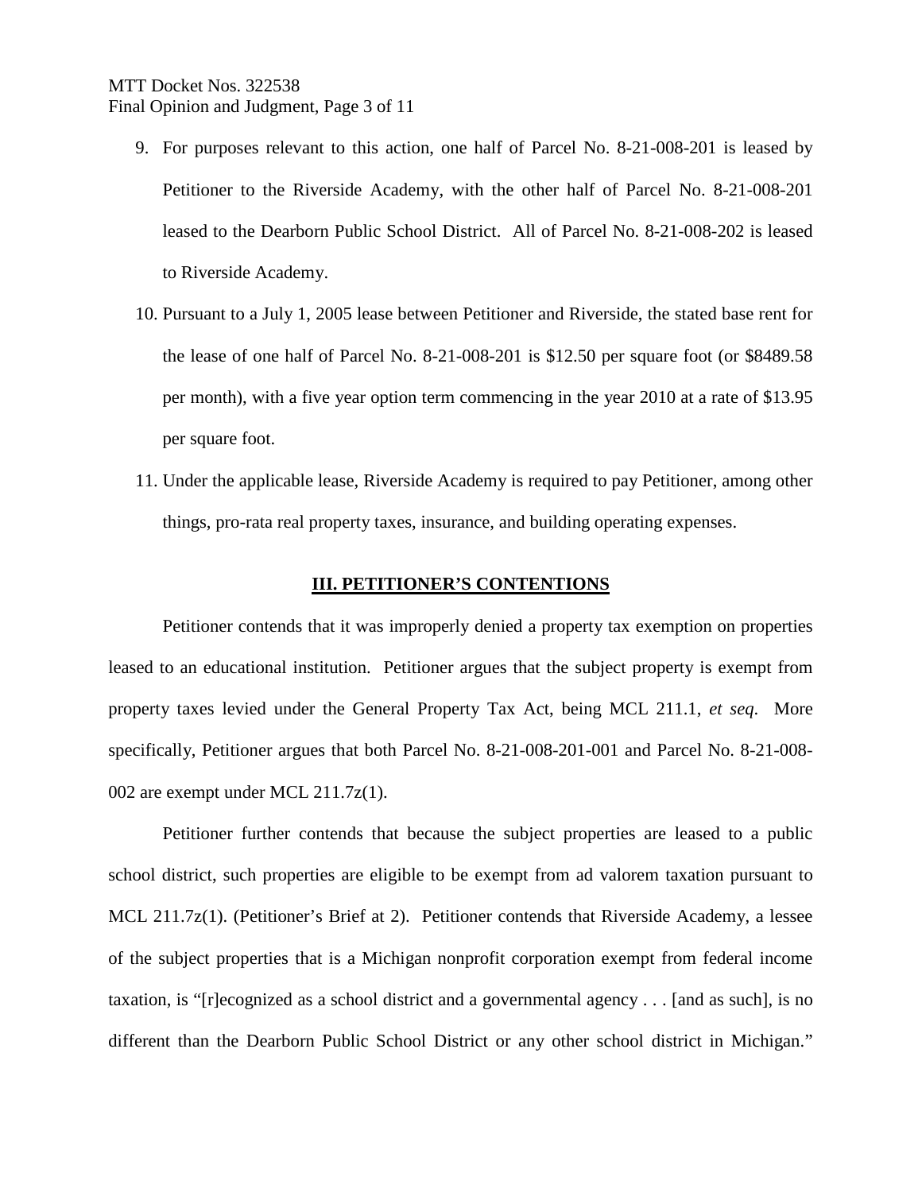9. For purposes relevant to this action, one half of Parcel No. 8-21-008-201 is leased by Petitioner to the Riverside Academy, with the other half of Parcel No. 8-21-008-201 leased to the Dearborn Public School District. All of Parcel No. 8-21-008-202 is leased to Riverside Academy.
10. Pursuant to a July 1, 2005 lease between Petitioner and Riverside, the stated base rent for the lease of one half of Parcel No. 8-21-008-201 is $12.50 per square foot (or $8489.58 per month), with a five year option term commencing in the year 2010 at a rate of $13.95 per square foot.
11. Under the applicable lease, Riverside Academy is required to pay Petitioner, among other things, pro-rata real property taxes, insurance, and building operating expenses.

## III. PETITIONER'S CONTENTIONS

Petitioner contends that it was improperly denied a property tax exemption on properties leased to an educational institution. Petitioner argues that the subject property is exempt from property taxes levied under the General Property Tax Act, being MCL 211.1, *et seq*. More specifically, Petitioner argues that both Parcel No. 8-21-008-201-001 and Parcel No. 8-21-008-002 are exempt under MCL 211.7z(1).

Petitioner further contends that because the subject properties are leased to a public school district, such properties are eligible to be exempt from ad valorem taxation pursuant to MCL 211.7z(1). (Petitioner's Brief at 2). Petitioner contends that Riverside Academy, a lessee of the subject properties that is a Michigan nonprofit corporation exempt from federal income taxation, is "[r]ecognized as a school district and a governmental agency . . . [and as such], is no different than the Dearborn Public School District or any other school district in Michigan."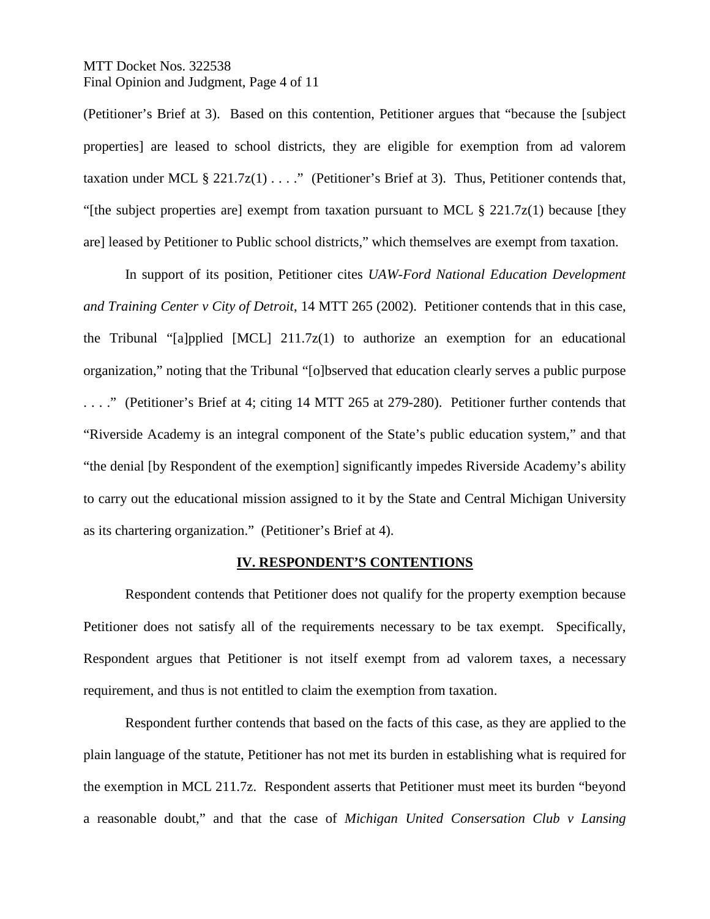(Petitioner's Brief at 3). Based on this contention, Petitioner argues that "because the [subject properties] are leased to school districts, they are eligible for exemption from ad valorem taxation under MCL § 221.7z(1) . . . ." (Petitioner's Brief at 3). Thus, Petitioner contends that, "[the subject properties are] exempt from taxation pursuant to MCL § 221.7z(1) because [they are] leased by Petitioner to Public school districts," which themselves are exempt from taxation.

In support of its position, Petitioner cites *UAW-Ford National Education Development and Training Center v City of Detroit*, 14 MTT 265 (2002). Petitioner contends that in this case, the Tribunal "[a]pplied [MCL] 211.7z(1) to authorize an exemption for an educational organization," noting that the Tribunal "[o]bserved that education clearly serves a public purpose . . . ." (Petitioner's Brief at 4; citing 14 MTT 265 at 279-280). Petitioner further contends that "Riverside Academy is an integral component of the State's public education system," and that "the denial [by Respondent of the exemption] significantly impedes Riverside Academy's ability to carry out the educational mission assigned to it by the State and Central Michigan University as its chartering organization." (Petitioner's Brief at 4).

## IV. RESPONDENT'S CONTENTIONS

Respondent contends that Petitioner does not qualify for the property exemption because Petitioner does not satisfy all of the requirements necessary to be tax exempt. Specifically, Respondent argues that Petitioner is not itself exempt from ad valorem taxes, a necessary requirement, and thus is not entitled to claim the exemption from taxation.

Respondent further contends that based on the facts of this case, as they are applied to the plain language of the statute, Petitioner has not met its burden in establishing what is required for the exemption in MCL 211.7z. Respondent asserts that Petitioner must meet its burden "beyond a reasonable doubt," and that the case of *Michigan United Conservation Club v Lansing*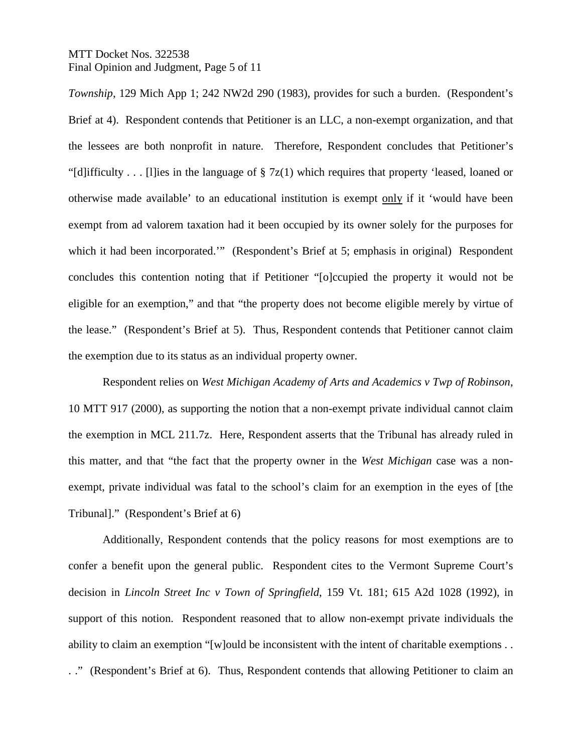*Township*, 129 Mich App 1; 242 NW2d 290 (1983), provides for such a burden. (Respondent's Brief at 4). Respondent contends that Petitioner is an LLC, a non-exempt organization, and that the lessees are both nonprofit in nature. Therefore, Respondent concludes that Petitioner's "[d]ifficulty . . . [l]ies in the language of § 7z(1) which requires that property 'leased, loaned or otherwise made available' to an educational institution is exempt <u>only</u> if it 'would have been exempt from ad valorem taxation had it been occupied by its owner solely for the purposes for which it had been incorporated.'" (Respondent's Brief at 5; emphasis in original) Respondent concludes this contention noting that if Petitioner "[o]ccupied the property it would not be eligible for an exemption," and that "the property does not become eligible merely by virtue of the lease." (Respondent's Brief at 5). Thus, Respondent contends that Petitioner cannot claim the exemption due to its status as an individual property owner.

Respondent relies on *West Michigan Academy of Arts and Academics v Twp of Robinson*, 10 MTT 917 (2000), as supporting the notion that a non-exempt private individual cannot claim the exemption in MCL 211.7z. Here, Respondent asserts that the Tribunal has already ruled in this matter, and that "the fact that the property owner in the *West Michigan* case was a non-exempt, private individual was fatal to the school's claim for an exemption in the eyes of [the Tribunal]." (Respondent's Brief at 6)

Additionally, Respondent contends that the policy reasons for most exemptions are to confer a benefit upon the general public. Respondent cites to the Vermont Supreme Court's decision in *Lincoln Street Inc v Town of Springfield*, 159 Vt. 181; 615 A2d 1028 (1992), in support of this notion. Respondent reasoned that to allow non-exempt private individuals the ability to claim an exemption "[w]ould be inconsistent with the intent of charitable exemptions . . . ." (Respondent's Brief at 6). Thus, Respondent contends that allowing Petitioner to claim an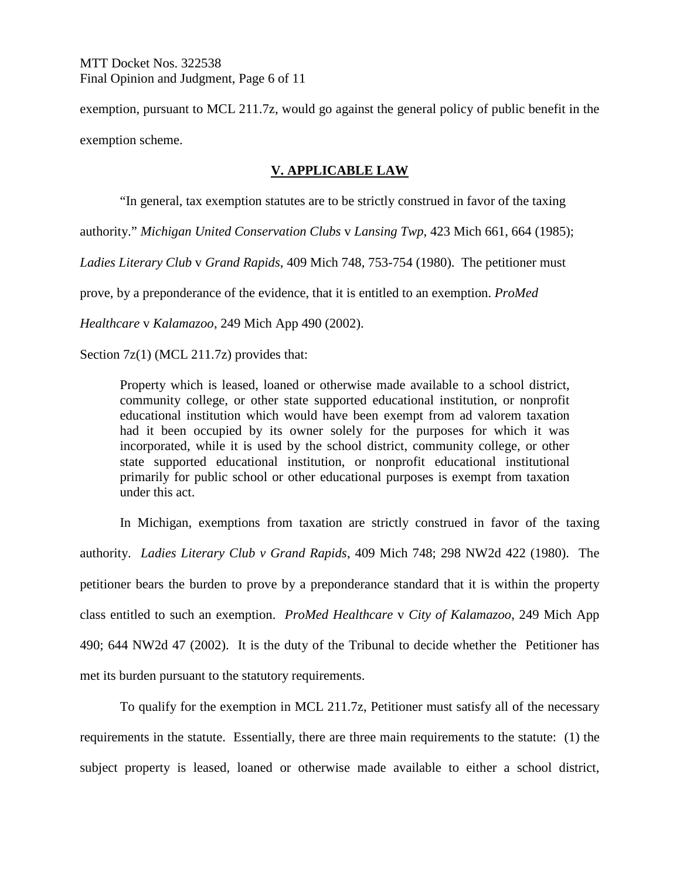exemption, pursuant to MCL 211.7z, would go against the general policy of public benefit in the exemption scheme.

## V. APPLICABLE LAW

"In general, tax exemption statutes are to be strictly construed in favor of the taxing authority." *Michigan United Conservation Clubs* v *Lansing Twp*, 423 Mich 661, 664 (1985); *Ladies Literary Club* v *Grand Rapids*, 409 Mich 748, 753-754 (1980). The petitioner must prove, by a preponderance of the evidence, that it is entitled to an exemption. *ProMed Healthcare* v *Kalamazoo*, 249 Mich App 490 (2002).

Section 7z(1) (MCL 211.7z) provides that:

> Property which is leased, loaned or otherwise made available to a school district, community college, or other state supported educational institution, or nonprofit educational institution which would have been exempt from ad valorem taxation had it been occupied by its owner solely for the purposes for which it was incorporated, while it is used by the school district, community college, or other state supported educational institution, or nonprofit educational institutional primarily for public school or other educational purposes is exempt from taxation under this act.

In Michigan, exemptions from taxation are strictly construed in favor of the taxing authority. *Ladies Literary Club v Grand Rapids*, 409 Mich 748; 298 NW2d 422 (1980). The petitioner bears the burden to prove by a preponderance standard that it is within the property class entitled to such an exemption. *ProMed Healthcare* v *City of Kalamazoo*, 249 Mich App 490; 644 NW2d 47 (2002). It is the duty of the Tribunal to decide whether the Petitioner has met its burden pursuant to the statutory requirements.

To qualify for the exemption in MCL 211.7z, Petitioner must satisfy all of the necessary requirements in the statute. Essentially, there are three main requirements to the statute: (1) the subject property is leased, loaned or otherwise made available to either a school district,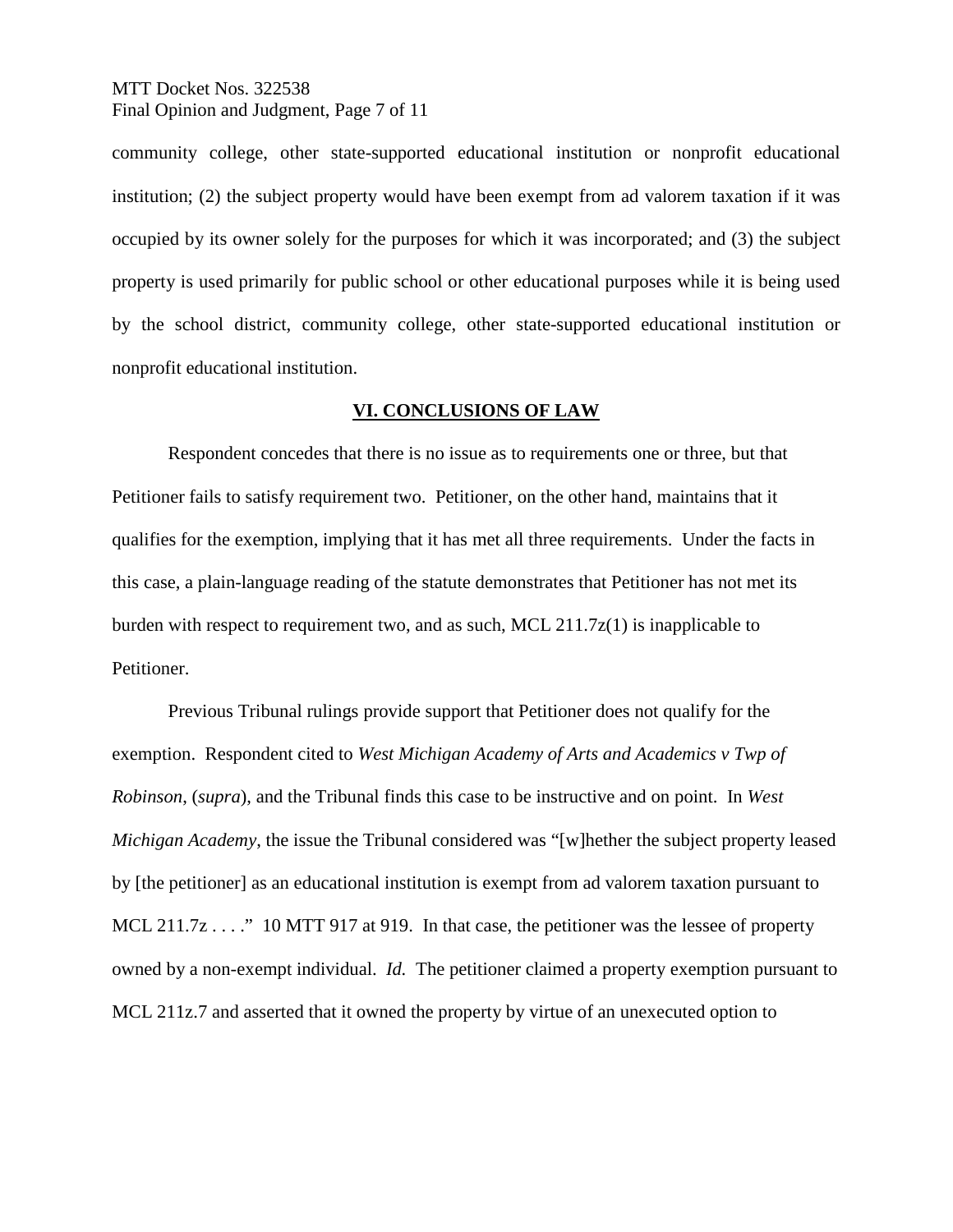community college, other state-supported educational institution or nonprofit educational institution; (2) the subject property would have been exempt from ad valorem taxation if it was occupied by its owner solely for the purposes for which it was incorporated; and (3) the subject property is used primarily for public school or other educational purposes while it is being used by the school district, community college, other state-supported educational institution or nonprofit educational institution.

## VI. CONCLUSIONS OF LAW

Respondent concedes that there is no issue as to requirements one or three, but that Petitioner fails to satisfy requirement two. Petitioner, on the other hand, maintains that it qualifies for the exemption, implying that it has met all three requirements. Under the facts in this case, a plain-language reading of the statute demonstrates that Petitioner has not met its burden with respect to requirement two, and as such, MCL 211.7z(1) is inapplicable to Petitioner.

Previous Tribunal rulings provide support that Petitioner does not qualify for the exemption. Respondent cited to *West Michigan Academy of Arts and Academics v Twp of Robinson*, (*supra*), and the Tribunal finds this case to be instructive and on point. In *West Michigan Academy*, the issue the Tribunal considered was "[w]hether the subject property leased by [the petitioner] as an educational institution is exempt from ad valorem taxation pursuant to MCL 211.7z . . . ." 10 MTT 917 at 919. In that case, the petitioner was the lessee of property owned by a non-exempt individual. *Id.* The petitioner claimed a property exemption pursuant to MCL 211z.7 and asserted that it owned the property by virtue of an unexecuted option to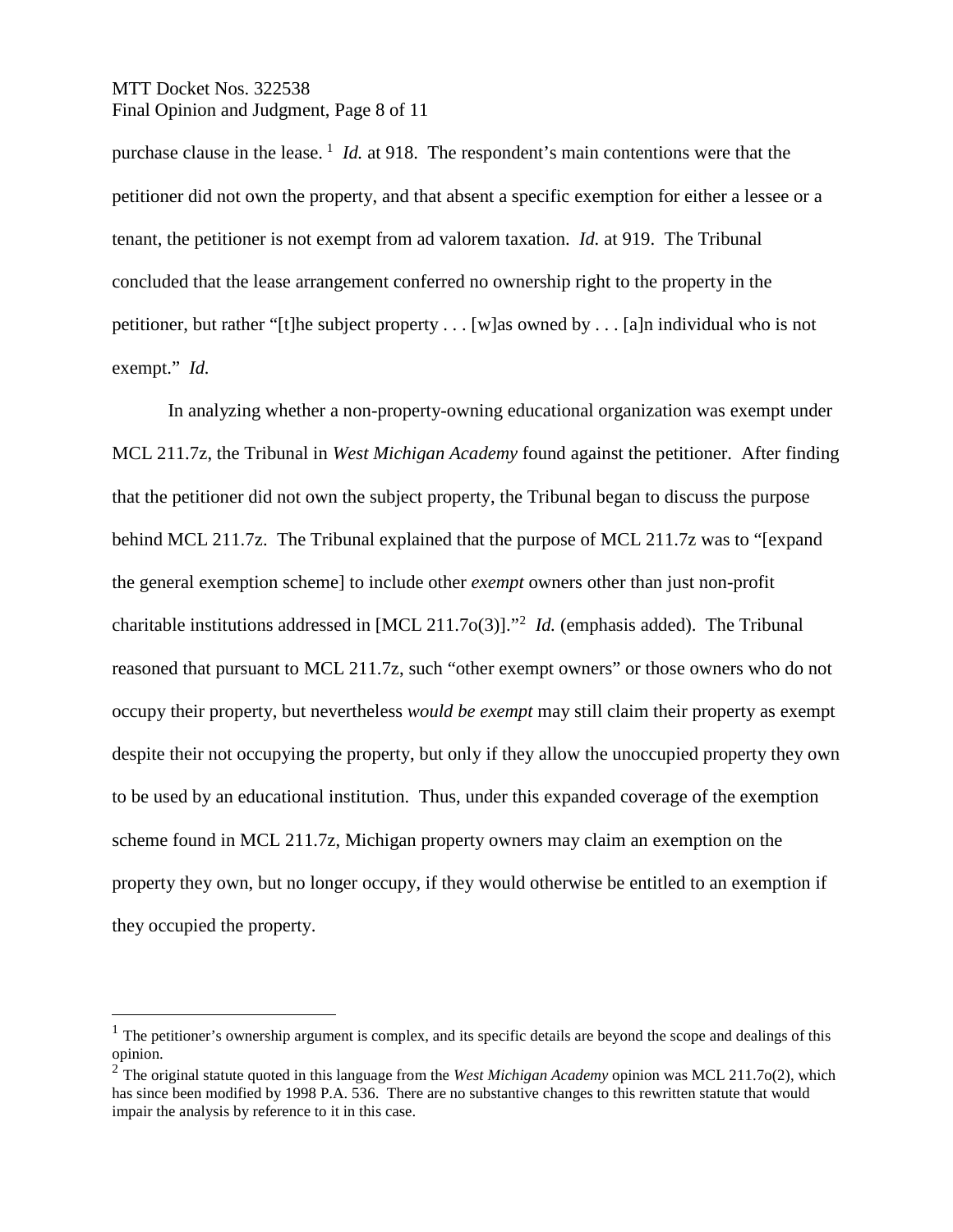purchase clause in the lease. [1] *Id.* at 918. The respondent's main contentions were that the petitioner did not own the property, and that absent a specific exemption for either a lessee or a tenant, the petitioner is not exempt from ad valorem taxation. *Id.* at 919. The Tribunal concluded that the lease arrangement conferred no ownership right to the property in the petitioner, but rather "[t]he subject property . . . [w]as owned by . . . [a]n individual who is not exempt." *Id.*

In analyzing whether a non-property-owning educational organization was exempt under MCL 211.7z, the Tribunal in *West Michigan Academy* found against the petitioner. After finding that the petitioner did not own the subject property, the Tribunal began to discuss the purpose behind MCL 211.7z. The Tribunal explained that the purpose of MCL 211.7z was to "[expand the general exemption scheme] to include other *exempt* owners other than just non-profit charitable institutions addressed in [MCL 211.7o(3)]."[2] *Id.* (emphasis added). The Tribunal reasoned that pursuant to MCL 211.7z, such "other exempt owners" or those owners who do not occupy their property, but nevertheless *would be exempt* may still claim their property as exempt despite their not occupying the property, but only if they allow the unoccupied property they own to be used by an educational institution. Thus, under this expanded coverage of the exemption scheme found in MCL 211.7z, Michigan property owners may claim an exemption on the property they own, but no longer occupy, if they would otherwise be entitled to an exemption if they occupied the property.

---

[1] The petitioner's ownership argument is complex, and its specific details are beyond the scope and dealings of this opinion.

[2] The original statute quoted in this language from the *West Michigan Academy* opinion was MCL 211.7o(2), which has since been modified by 1998 P.A. 536. There are no substantive changes to this rewritten statute that would impair the analysis by reference to it in this case.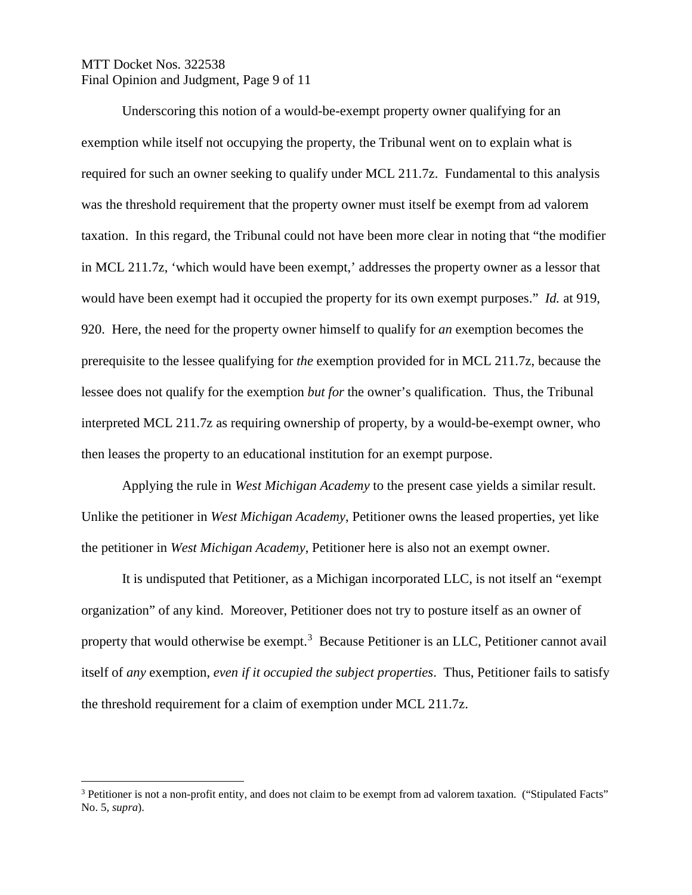Underscoring this notion of a would-be-exempt property owner qualifying for an exemption while itself not occupying the property, the Tribunal went on to explain what is required for such an owner seeking to qualify under MCL 211.7z. Fundamental to this analysis was the threshold requirement that the property owner must itself be exempt from ad valorem taxation. In this regard, the Tribunal could not have been more clear in noting that "the modifier in MCL 211.7z, 'which would have been exempt,' addresses the property owner as a lessor that would have been exempt had it occupied the property for its own exempt purposes." *Id.* at 919, 920. Here, the need for the property owner himself to qualify for *an* exemption becomes the prerequisite to the lessee qualifying for *the* exemption provided for in MCL 211.7z, because the lessee does not qualify for the exemption *but for* the owner's qualification. Thus, the Tribunal interpreted MCL 211.7z as requiring ownership of property, by a would-be-exempt owner, who then leases the property to an educational institution for an exempt purpose.

Applying the rule in *West Michigan Academy* to the present case yields a similar result. Unlike the petitioner in *West Michigan Academy*, Petitioner owns the leased properties, yet like the petitioner in *West Michigan Academy*, Petitioner here is also not an exempt owner.

It is undisputed that Petitioner, as a Michigan incorporated LLC, is not itself an "exempt organization" of any kind. Moreover, Petitioner does not try to posture itself as an owner of property that would otherwise be exempt.[3] Because Petitioner is an LLC, Petitioner cannot avail itself of *any* exemption, *even if it occupied the subject properties*. Thus, Petitioner fails to satisfy the threshold requirement for a claim of exemption under MCL 211.7z.

---

[3] Petitioner is not a non-profit entity, and does not claim to be exempt from ad valorem taxation. ("Stipulated Facts" No. 5, *supra*).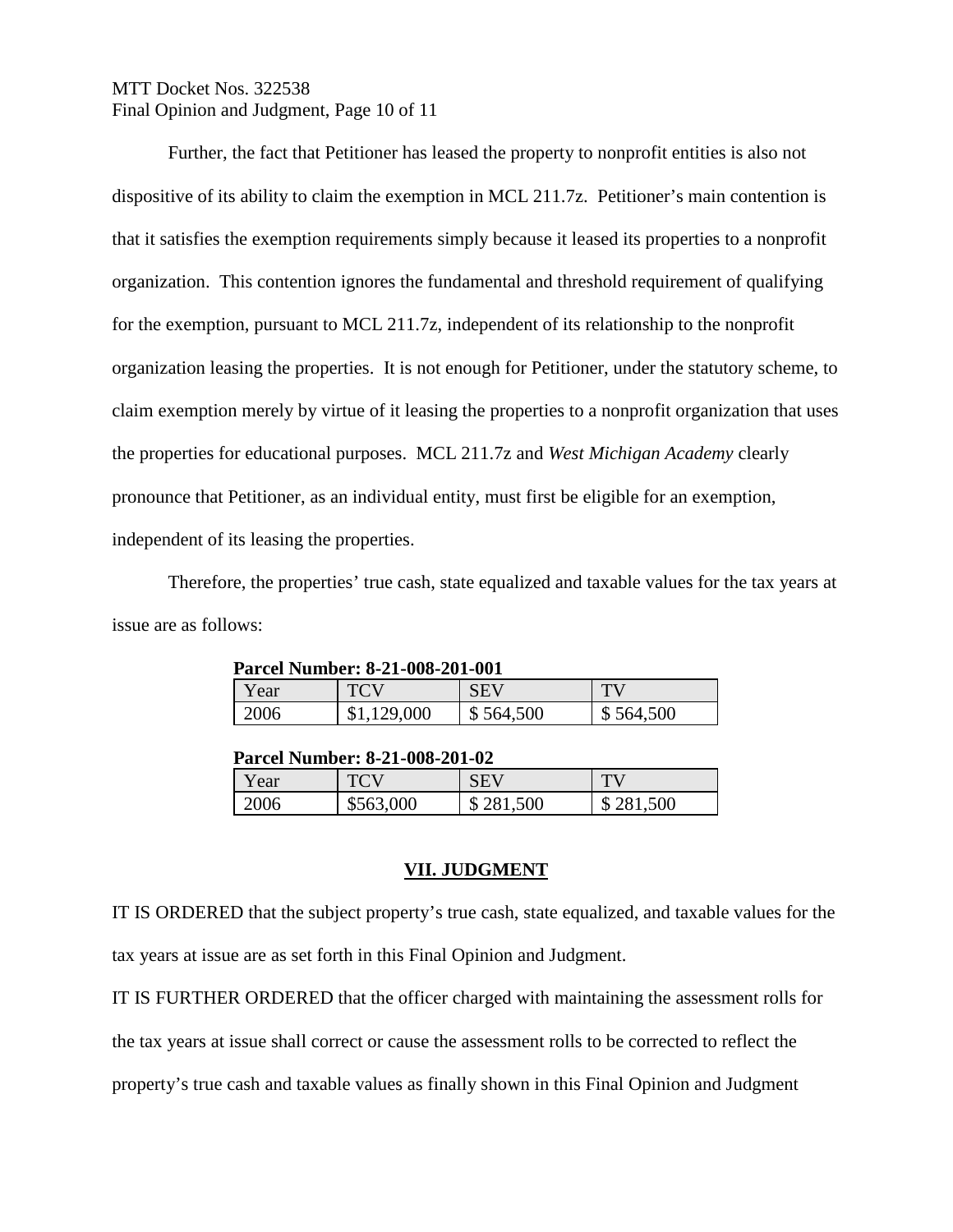Further, the fact that Petitioner has leased the property to nonprofit entities is also not dispositive of its ability to claim the exemption in MCL 211.7z. Petitioner's main contention is that it satisfies the exemption requirements simply because it leased its properties to a nonprofit organization. This contention ignores the fundamental and threshold requirement of qualifying for the exemption, pursuant to MCL 211.7z, independent of its relationship to the nonprofit organization leasing the properties. It is not enough for Petitioner, under the statutory scheme, to claim exemption merely by virtue of it leasing the properties to a nonprofit organization that uses the properties for educational purposes. MCL 211.7z and *West Michigan Academy* clearly pronounce that Petitioner, as an individual entity, must first be eligible for an exemption, independent of its leasing the properties.

Therefore, the properties' true cash, state equalized and taxable values for the tax years at issue are as follows:

**Parcel Number: 8-21-008-201-001**

| Year | TCV | SEV | TV |
|---|---|---|---|
| 2006 | $1,129,000 | $ 564,500 | $ 564,500 |

**Parcel Number: 8-21-008-201-02**

| Year | TCV | SEV | TV |
|---|---|---|---|
| 2006 | $563,000 | $ 281,500 | $ 281,500 |

## VII. JUDGMENT

IT IS ORDERED that the subject property's true cash, state equalized, and taxable values for the tax years at issue are as set forth in this Final Opinion and Judgment.

IT IS FURTHER ORDERED that the officer charged with maintaining the assessment rolls for the tax years at issue shall correct or cause the assessment rolls to be corrected to reflect the property's true cash and taxable values as finally shown in this Final Opinion and Judgment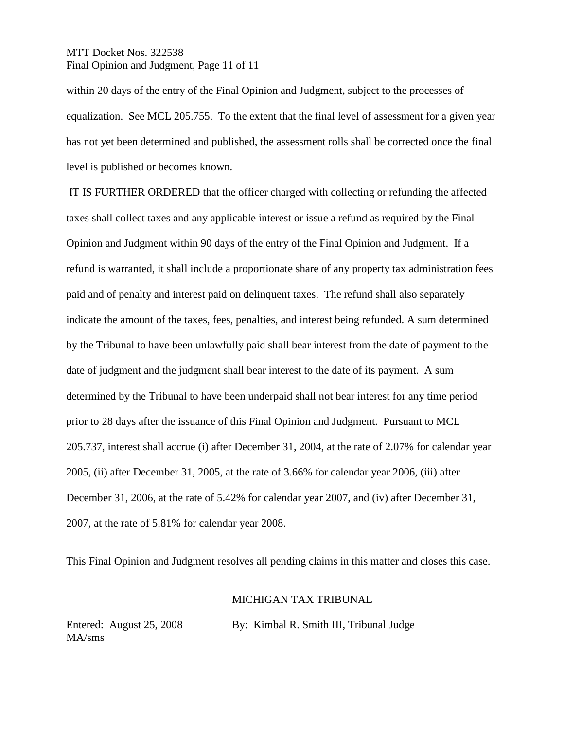within 20 days of the entry of the Final Opinion and Judgment, subject to the processes of equalization. See MCL 205.755. To the extent that the final level of assessment for a given year has not yet been determined and published, the assessment rolls shall be corrected once the final level is published or becomes known.

IT IS FURTHER ORDERED that the officer charged with collecting or refunding the affected taxes shall collect taxes and any applicable interest or issue a refund as required by the Final Opinion and Judgment within 90 days of the entry of the Final Opinion and Judgment. If a refund is warranted, it shall include a proportionate share of any property tax administration fees paid and of penalty and interest paid on delinquent taxes. The refund shall also separately indicate the amount of the taxes, fees, penalties, and interest being refunded. A sum determined by the Tribunal to have been unlawfully paid shall bear interest from the date of payment to the date of judgment and the judgment shall bear interest to the date of its payment. A sum determined by the Tribunal to have been underpaid shall not bear interest for any time period prior to 28 days after the issuance of this Final Opinion and Judgment. Pursuant to MCL 205.737, interest shall accrue (i) after December 31, 2004, at the rate of 2.07% for calendar year 2005, (ii) after December 31, 2005, at the rate of 3.66% for calendar year 2006, (iii) after December 31, 2006, at the rate of 5.42% for calendar year 2007, and (iv) after December 31, 2007, at the rate of 5.81% for calendar year 2008.

This Final Opinion and Judgment resolves all pending claims in this matter and closes this case.

MICHIGAN TAX TRIBUNAL

Entered: August 25, 2008

MA/sms

By: Kimbal R. Smith III, Tribunal Judge